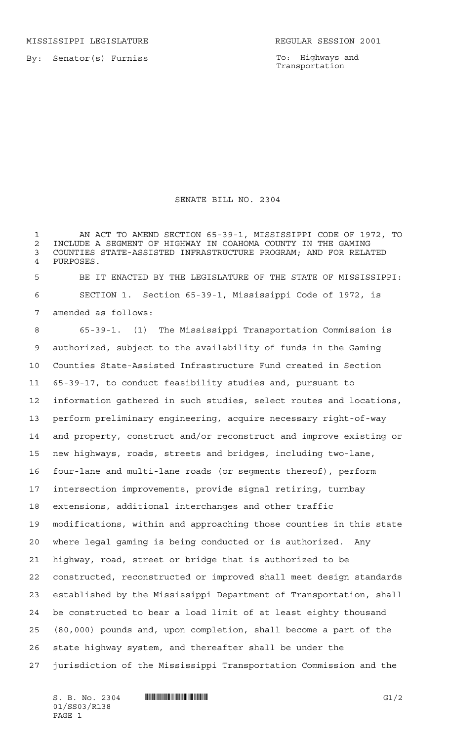MISSISSIPPI LEGISLATURE REGULAR SESSION 2001

By: Senator(s) Furniss

To: Highways and Transportation

# SENATE BILL NO. 2304

AN ACT TO AMEND SECTION 65-39-1, MISSISSIPPI CODE OF 1972, TO INCLUDE A SEGMENT OF HIGHWAY IN COAHOMA COUNTY IN THE GAMING COUNTIES STATE-ASSISTED INFRASTRUCTURE PROGRAM; AND FOR RELATED PURPOSES.

BE IT ENACTED BY THE LEGISLATURE OF THE STATE OF MISSISSIPPI:

SECTION 1. Section 65-39-1, Mississippi Code of 1972, is amended as follows:

65-39-1. (1) The Mississippi Transportation Commission is authorized, subject to the availability of funds in the Gaming Counties State-Assisted Infrastructure Fund created in Section 65-39-17, to conduct feasibility studies and, pursuant to information gathered in such studies, select routes and locations, perform preliminary engineering, acquire necessary right-of-way and property, construct and/or reconstruct and improve existing or new highways, roads, streets and bridges, including two-lane, four-lane and multi-lane roads (or segments thereof), perform intersection improvements, provide signal retiring, turnbay extensions, additional interchanges and other traffic modifications, within and approaching those counties in this state where legal gaming is being conducted or is authorized. Any highway, road, street or bridge that is authorized to be constructed, reconstructed or improved shall meet design standards established by the Mississippi Department of Transportation, shall be constructed to bear a load limit of at least eighty thousand (80,000) pounds and, upon completion, shall become a part of the state highway system, and thereafter shall be under the jurisdiction of the Mississippi Transportation Commission and the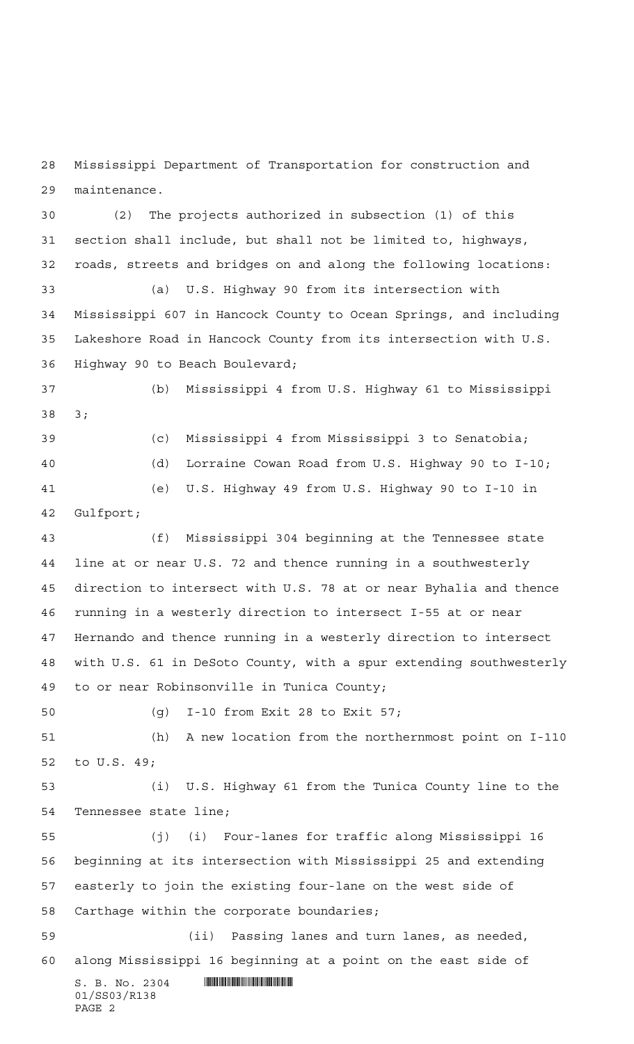Mississippi Department of Transportation for construction and maintenance.

(2) The projects authorized in subsection (1) of this section shall include, but shall not be limited to, highways, roads, streets and bridges on and along the following locations:

(a) U.S. Highway 90 from its intersection with Mississippi 607 in Hancock County to Ocean Springs, and including Lakeshore Road in Hancock County from its intersection with U.S. Highway 90 to Beach Boulevard;

(b) Mississippi 4 from U.S. Highway 61 to Mississippi 3;

(c) Mississippi 4 from Mississippi 3 to Senatobia;

(d) Lorraine Cowan Road from U.S. Highway 90 to I-10;

(e) U.S. Highway 49 from U.S. Highway 90 to I-10 in Gulfport;

(f) Mississippi 304 beginning at the Tennessee state line at or near U.S. 72 and thence running in a southwesterly direction to intersect with U.S. 78 at or near Byhalia and thence running in a westerly direction to intersect I-55 at or near Hernando and thence running in a westerly direction to intersect with U.S. 61 in DeSoto County, with a spur extending southwesterly to or near Robinsonville in Tunica County;

(g) I-10 from Exit 28 to Exit 57;

(h) A new location from the northernmost point on I-110 to U.S. 49;

(i) U.S. Highway 61 from the Tunica County line to the Tennessee state line;

(j) (i) Four-lanes for traffic along Mississippi 16 beginning at its intersection with Mississippi 25 and extending easterly to join the existing four-lane on the west side of Carthage within the corporate boundaries;

(ii) Passing lanes and turn lanes, as needed, along Mississippi 16 beginning at a point on the east side of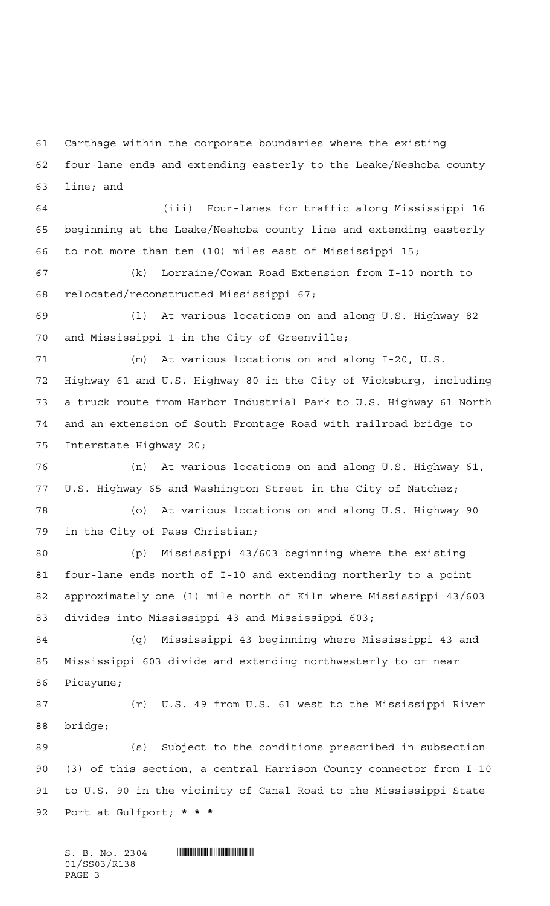Carthage within the corporate boundaries where the existing four-lane ends and extending easterly to the Leake/Neshoba county line; and

(iii) Four-lanes for traffic along Mississippi 16 beginning at the Leake/Neshoba county line and extending easterly to not more than ten (10) miles east of Mississippi 15;

(k) Lorraine/Cowan Road Extension from I-10 north to relocated/reconstructed Mississippi 67;

(l) At various locations on and along U.S. Highway 82 and Mississippi 1 in the City of Greenville;

(m) At various locations on and along I-20, U.S. Highway 61 and U.S. Highway 80 in the City of Vicksburg, including a truck route from Harbor Industrial Park to U.S. Highway 61 North and an extension of South Frontage Road with railroad bridge to Interstate Highway 20;

(n) At various locations on and along U.S. Highway 61, U.S. Highway 65 and Washington Street in the City of Natchez;

(o) At various locations on and along U.S. Highway 90 in the City of Pass Christian;

(p) Mississippi 43/603 beginning where the existing four-lane ends north of I-10 and extending northerly to a point approximately one (1) mile north of Kiln where Mississippi 43/603 divides into Mississippi 43 and Mississippi 603;

(q) Mississippi 43 beginning where Mississippi 43 and Mississippi 603 divide and extending northwesterly to or near Picayune;

(r) U.S. 49 from U.S. 61 west to the Mississippi River bridge;

(s) Subject to the conditions prescribed in subsection (3) of this section, a central Harrison County connector from I-10 to U.S. 90 in the vicinity of Canal Road to the Mississippi State Port at Gulfport; **\* \* \***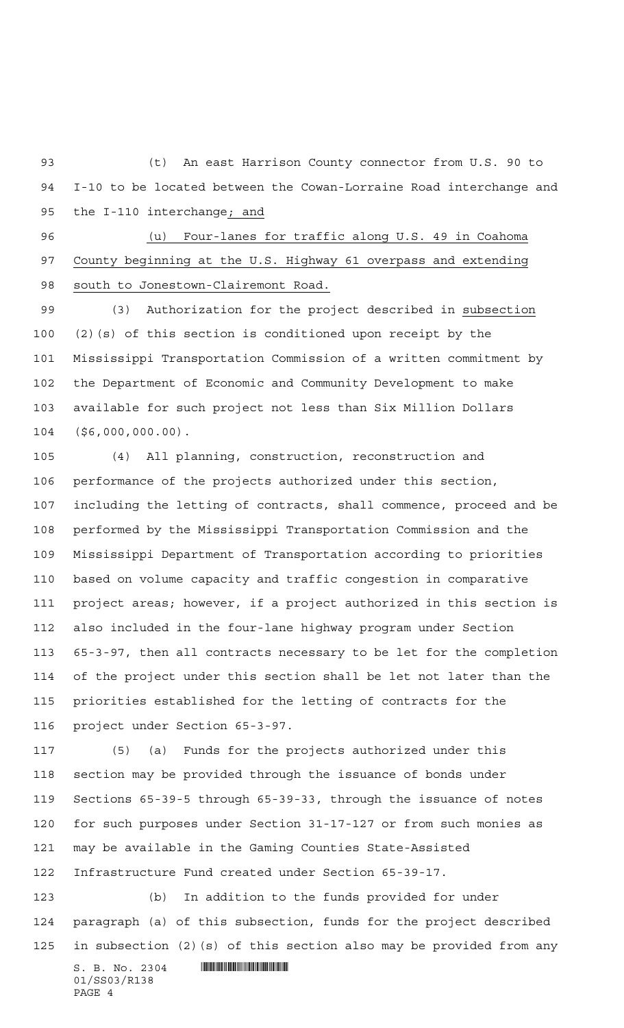(t) An east Harrison County connector from U.S. 90 to I-10 to be located between the Cowan-Lorraine Road interchange and the I-110 interchange; and

(u) Four-lanes for traffic along U.S. 49 in Coahoma County beginning at the U.S. Highway 61 overpass and extending south to Jonestown-Clairemont Road.

(3) Authorization for the project described in subsection (2)(s) of this section is conditioned upon receipt by the Mississippi Transportation Commission of a written commitment by the Department of Economic and Community Development to make available for such project not less than Six Million Dollars ($6,000,000.00).

(4) All planning, construction, reconstruction and performance of the projects authorized under this section, including the letting of contracts, shall commence, proceed and be performed by the Mississippi Transportation Commission and the Mississippi Department of Transportation according to priorities based on volume capacity and traffic congestion in comparative project areas; however, if a project authorized in this section is also included in the four-lane highway program under Section 65-3-97, then all contracts necessary to be let for the completion of the project under this section shall be let not later than the priorities established for the letting of contracts for the project under Section 65-3-97.

(5) (a) Funds for the projects authorized under this section may be provided through the issuance of bonds under Sections 65-39-5 through 65-39-33, through the issuance of notes for such purposes under Section 31-17-127 or from such monies as may be available in the Gaming Counties State-Assisted Infrastructure Fund created under Section 65-39-17.

(b) In addition to the funds provided for under paragraph (a) of this subsection, funds for the project described in subsection (2)(s) of this section also may be provided from any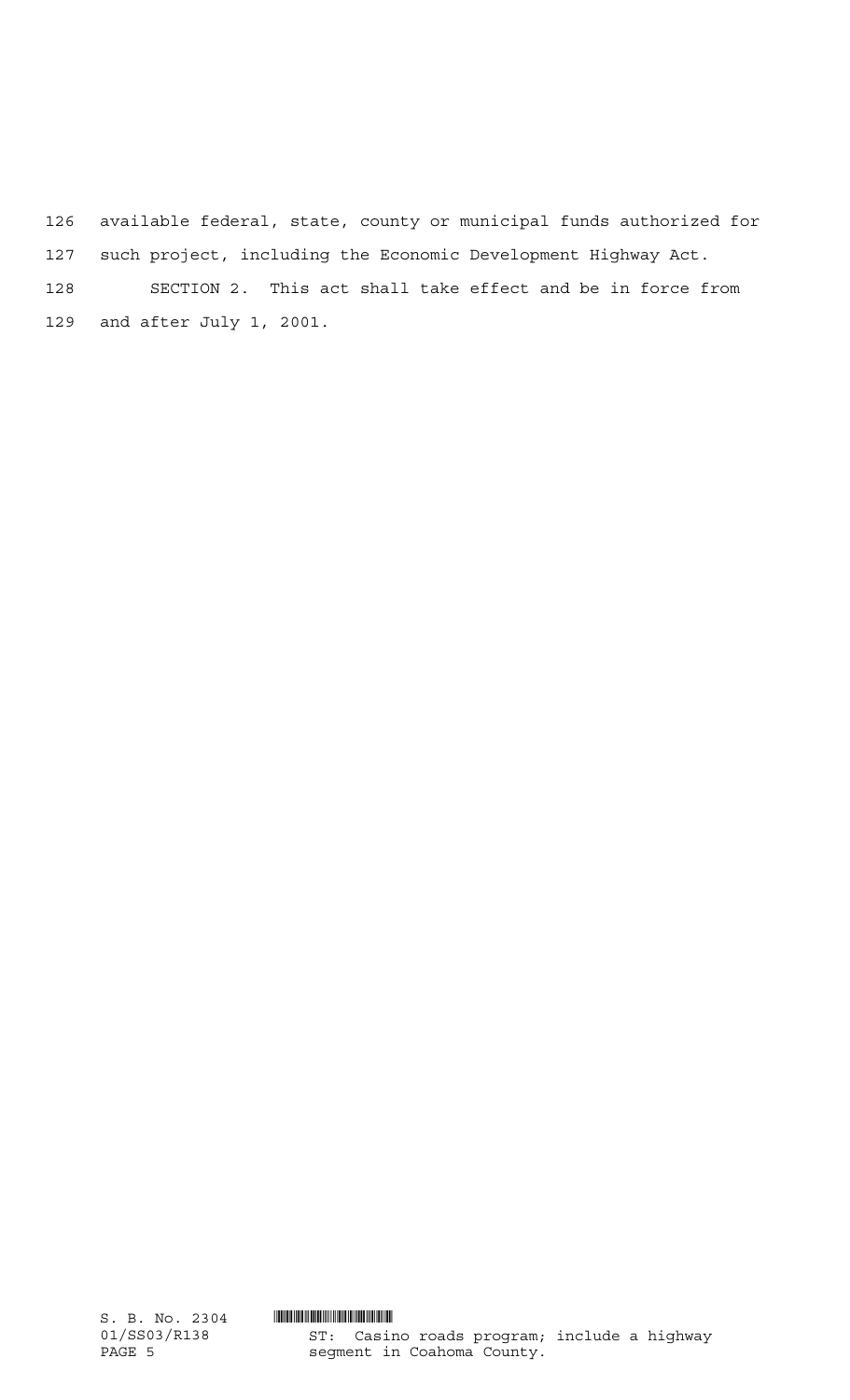available federal, state, county or municipal funds authorized for such project, including the Economic Development Highway Act.

SECTION 2. This act shall take effect and be in force from and after July 1, 2001.